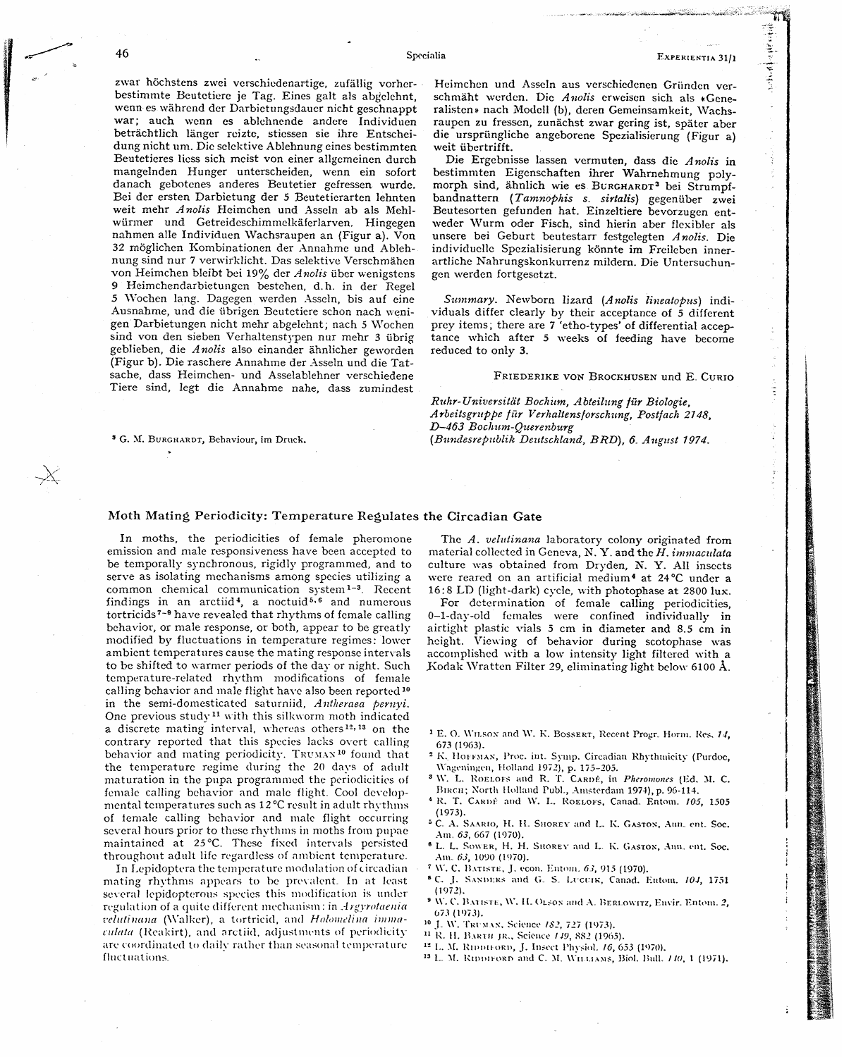zwar höchstens zwei verschiedenartige, zufällig vorherbestimmte Beutetiere je Tag. Eines galt als abgelehnt, wenn es während der Darbietungsdauer nicht geschnappt war; auch wenn es ablehnende andere Individuen beträchtlich länger reizte, stiessen sie ihre Entscheidung nicht um. Die selektive Ablehnung eines bestimmten Beutetieres liess sich meist von einer allgemeinen durch mangelnden Hunger unterscheiden, wenn ein sofort danach gebotenes anderes Beutetier gefressen wurde. Bei der ersten Darbietung der 5 Beutetierarten lehnten weit mehr *Anolis* Heimchen und Asseln ab als Mehlwürmer und Getreideschimmelkäferlarven. Hingegen nahmen alle Individuen Wachsraupen an (Figur a). Von 32 möglichen Kombinationen der Annahme und Ablehnung sind nur 7 verwirklicht. Das selektive Verschmähen von Heimchen bleibt bei 19% der *Anolis* über wenigstens 9 Heimchendarbietungen bestehen, d.h. in der Regel 5 Wochen lang. Dagegen werden Asseln, bis auf eine Ausnahme, und die übrigen Beutetiere schon nach wenigen Darbietungen nicht mehr abgelehnt; nach 5 Wochen sind von den sieben Verhaltenstypen nur mehr 3 übrig geblieben, die *Anolis* also einander ähnlicher geworden (Figur b). Die raschere Annahme der Asseln und die Tatsache, dass Heimchen- und Asselablehner verschiedene Tiere sind, legt die Annahme nahe, dass zumindest Heimchen und Asseln aus verschiedenen Gründen verschmäht werden. Die *Anolis* erweisen sich als «Generalisten» nach Modell (b), deren Gemeinsamkeit, Wachsraupen zu fressen, zunächst zwar gering ist, später aber die ursprüngliche angeborene Spezialisierung (Figur a) weit übertrifft.

Die Ergebnisse lassen vermuten, dass die *Anolis* in bestimmten Eigenschaften ihrer Wahrnehmung polymorph sind, ähnlich wie es BURGHARDT[3] bei Strumpfbandnattern (*Tamnophis s. sirtalis*) gegenüber zwei Beutesorten gefunden hat. Einzeltiere bevorzugen entweder Wurm oder Fisch, sind hierin aber flexibler als unsere bei Geburt beutestarr festgelegten *Anolis*. Die individuelle Spezialisierung könnte im Freileben innerartliche Nahrungskonkurrenz mildern. Die Untersuchungen werden fortgesetzt.

*Summary.* Newborn lizard (*Anolis lineatopus*) individuals differ clearly by their acceptance of 5 different prey items; there are 7 'etho-types' of differential acceptance which after 5 weeks of feeding have become reduced to only 3.

FRIEDERIKE VON BROCKHUSEN und E. CURIO

*Ruhr-Universität Bochum, Abteilung für Biologie, Arbeitsgruppe für Verhaltensforschung, Postfach 2148, D-463 Bochum-Querenburg (Bundesrepublik Deutschland, BRD), 6. August 1974.*

[3] G. M. BURGHARDT, Behaviour, im Druck.

## Moth Mating Periodicity: Temperature Regulates the Circadian Gate

In moths, the periodicities of female pheromone emission and male responsiveness have been accepted to be temporally synchronous, rigidly programmed, and to serve as isolating mechanisms among species utilizing a common chemical communication system[1-3]. Recent findings in an arctiid[4], a noctuid[5,6] and numerous tortricids[7-9] have revealed that rhythms of female calling behavior, or male response, or both, appear to be greatly modified by fluctuations in temperature regimes: lower ambient temperatures cause the mating response intervals to be shifted to warmer periods of the day or night. Such temperature-related rhythm modifications of female calling behavior and male flight have also been reported[10] in the semi-domesticated saturniid, *Antheraea pernyi*. One previous study[11] with this silkworm moth indicated a discrete mating interval, whereas others[12,13] on the contrary reported that this species lacks overt calling behavior and mating periodicity. TRUMAN[10] found that the temperature regime during the 20 days of adult maturation in the pupa programmed the periodicities of female calling behavior and male flight. Cool developmental temperatures such as 12°C result in adult rhythms of female calling behavior and male flight occurring several hours prior to these rhythms in moths from pupae maintained at 25°C. These fixed intervals persisted throughout adult life regardless of ambient temperature.

In Lepidoptera the temperature modulation of circadian mating rhythms appears to be prevalent. In at least several lepidopterous species this modification is under regulation of a quite different mechanism: in *Argyrotaenia velutinana* (Walker), a tortricid, and *Holomelina immaculata* (Reakirt), and arctiid, adjustments of periodicity are coordinated to daily rather than seasonal temperature fluctuations.

The *A. velutinana* laboratory colony originated from material collected in Geneva, N.Y. and the *H. immaculata* culture was obtained from Dryden, N.Y. All insects were reared on an artificial medium[4] at 24°C under a 16:8 LD (light-dark) cycle, with photophase at 2800 lux.

For determination of female calling periodicities, 0–1-day-old females were confined individually in airtight plastic vials 5 cm in diameter and 8.5 cm in height. Viewing of behavior during scotophase was accomplished with a low intensity light filtered with a Kodak Wratten Filter 29, eliminating light below 6100 Å.

[1] E. O. WILSON and W. K. BOSSERT, Recent Progr. Horm. Res. *14*, 673 (1963).

[2] K. HOFFMAN, Proc. int. Symp. Circadian Rhythmicity (Purdoc, Wageningen, Holland 1972), p. 175–205.

[3] W. L. ROELOFS and R. T. CARDÉ, in *Pheromones* (Ed. M. C. BIRCH; North Holland Publ., Amsterdam 1974), p. 96–114.

[4] R. T. CARDÉ and W. L. ROELOFS, Canad. Entom. *105*, 1505 (1973).

[5] C. A. SAARIO, H. H. SHOREY and L. K. GASTON, Ann. ent. Soc. Am. *63*, 667 (1970).

[6] L. L. SOWER, H. H. SHOREY and L. K. GASTON, Ann. ent. Soc. Am. *63*, 1090 (1970).

[7] W. C. BATISTE, J. econ. Entom. *63*, 915 (1970).

[8] C. J. SANDERS and G. S. LUCUIK, Canad. Entom. *104*, 1751 (1972).

[9] W. C. BATISTE, W. H. OLSON and A. BERLOWITZ, Envir. Entom. *2*, 673 (1973).

[10] J. W. TRUMAN, Science *182*, 727 (1973).

[11] R. H. BARTH JR., Science *149*, 882 (1965).

[12] L. M. RIDDIFORD, J. Insect Physiol. *16*, 653 (1970).

[13] L. M. RIDDIFORD and C. M. WILLIAMS, Biol. Bull. *140*, 1 (1971).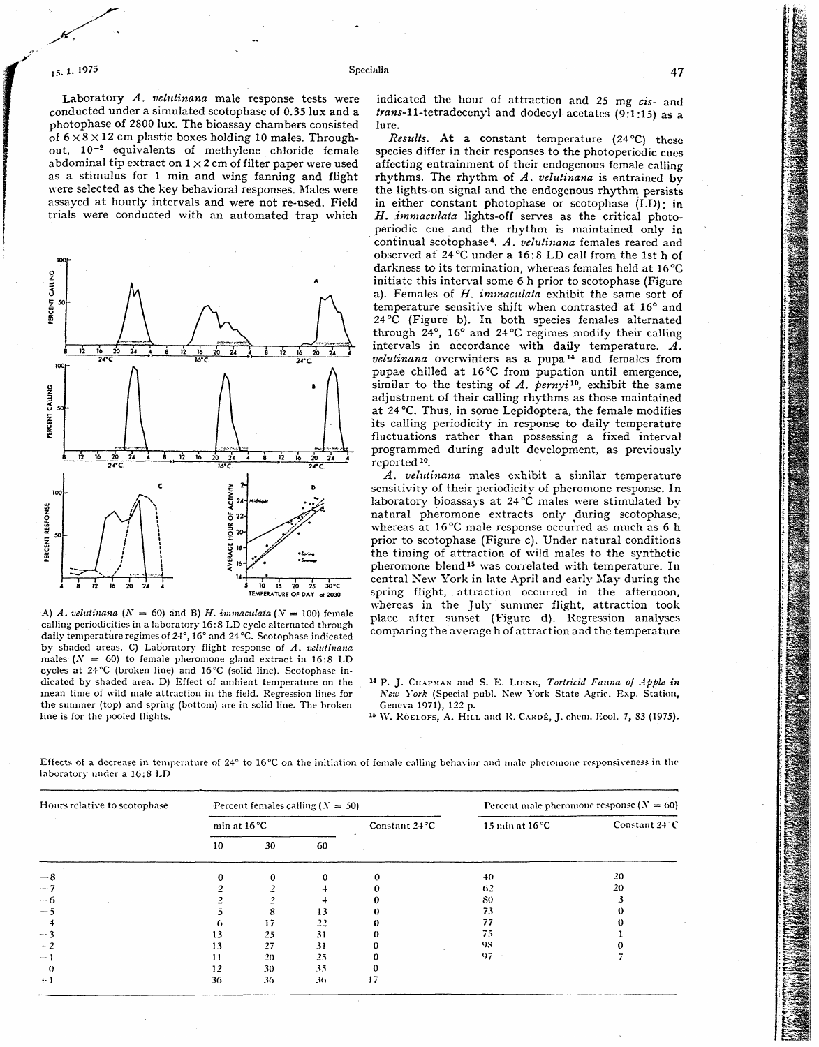Laboratory *A. velutinana* male response tests were conducted under a simulated scotophase of 0.35 lux and a photophase of 2800 lux. The bioassay chambers consisted of 6×8×12 cm plastic boxes holding 10 males. Throughout, $10^{-2}$ equivalents of methylene chloride female abdominal tip extract on 1×2 cm of filter paper were used as a stimulus for 1 min and wing fanning and flight were selected as the key behavioral responses. Males were assayed at hourly intervals and were not re-used. Field trials were conducted with an automated trap which indicated the hour of attraction and 25 mg *cis*- and *trans*-11-tetradecenyl and dodecyl acetates (9:1:15) as a lure.

A) *A. velutinana* ($N = 60$) and B) *H. immaculata* ($N = 100$) female calling periodicities in a laboratory 16:8 LD cycle alternated through daily temperature regimes of 24°, 16° and 24°C. Scotophase indicated by shaded areas. C) Laboratory flight response of *A. velutinana* males ($N = 60$) to female pheromone gland extract in 16:8 LD cycles at 24°C (broken line) and 16°C (solid line). Scotophase indicated by shaded area. D) Effect of ambient temperature on the mean time of wild male attraction in the field. Regression lines for the summer (top) and spring (bottom) are in solid line. The broken line is for the pooled flights.

*Results.* At a constant temperature (24°C) these species differ in their responses to the photoperiodic cues affecting entrainment of their endogenous female calling rhythms. The rhythm of *A. velutinana* is entrained by the lights-on signal and the endogenous rhythm persists in either constant photophase or scotophase (LD); in *H. immaculata* lights-off serves as the critical photoperiodic cue and the rhythm is maintained only in continual scotophase[4]. *A. velutinana* females reared and observed at 24°C under a 16:8 LD call from the 1st h of darkness to its termination, whereas females held at 16°C initiate this interval some 6 h prior to scotophase (Figure a). Females of *H. immaculata* exhibit the same sort of temperature sensitive shift when contrasted at 16° and 24°C (Figure b). In both species females alternated through 24°, 16° and 24°C regimes modify their calling intervals in accordance with daily temperature. *A. velutinana* overwinters as a pupa[14] and females from pupae chilled at 16°C from pupation until emergence, similar to the testing of *A. pernyi*[10], exhibit the same adjustment of their calling rhythms as those maintained at 24°C. Thus, in some Lepidoptera, the female modifies its calling periodicity in response to daily temperature fluctuations rather than possessing a fixed interval programmed during adult development, as previously reported[10].

*A. velutinana* males exhibit a similar temperature sensitivity of their periodicity of pheromone response. In laboratory bioassays at 24°C males were stimulated by natural pheromone extracts only during scotophase, whereas at 16°C male response occurred as much as 6 h prior to scotophase (Figure c). Under natural conditions the timing of attraction of wild males to the synthetic pheromone blend[15] was correlated with temperature. In central New York in late April and early May during the spring flight, attraction occurred in the afternoon, whereas in the July summer flight, attraction took place after sunset (Figure d). Regression analyses comparing the average h of attraction and the temperature

[14] P. J. Chapman and S. E. Lienk, *Tortricid Fauna of Apple in New York* (Special publ. New York State Agric. Exp. Station, Geneva 1971), 122 p.

[15] W. Roelofs, A. Hill and R. Cardé, J. chem. Ecol. *1*, 83 (1975).

Effects of a decrease in temperature of 24° to 16°C on the initiation of female calling behavior and male pheromone responsiveness in the laboratory under a 16:8 LD

| Hours relative to scotophase | Percent females calling ($N = 50$) | | | | Percent male pheromone response ($N = 60$) | |
|---|---|---|---|---|---|---|
| | min at 16°C | | | Constant 24°C | 15 min at 16°C | Constant 24°C |
| | 10 | 30 | 60 | | | |
| −8 | 0 | 0 | 0 | 0 | 40 | 20 |
| −7 | 2 | 2 | 4 | 0 | 62 | 20 |
| −6 | 2 | 2 | 4 | 0 | 80 | 3 |
| −5 | 5 | 8 | 13 | 0 | 73 | 0 |
| −4 | 6 | 17 | 22 | 0 | 77 | 0 |
| −3 | 13 | 25 | 31 | 0 | 75 | 1 |
| −2 | 13 | 27 | 31 | 0 | 98 | 0 |
| −1 | 11 | 20 | 25 | 0 | 97 | 7 |
| 0 | 12 | 30 | 35 | 0 | | |
| +1 | 36 | 36 | 36 | 17 | | |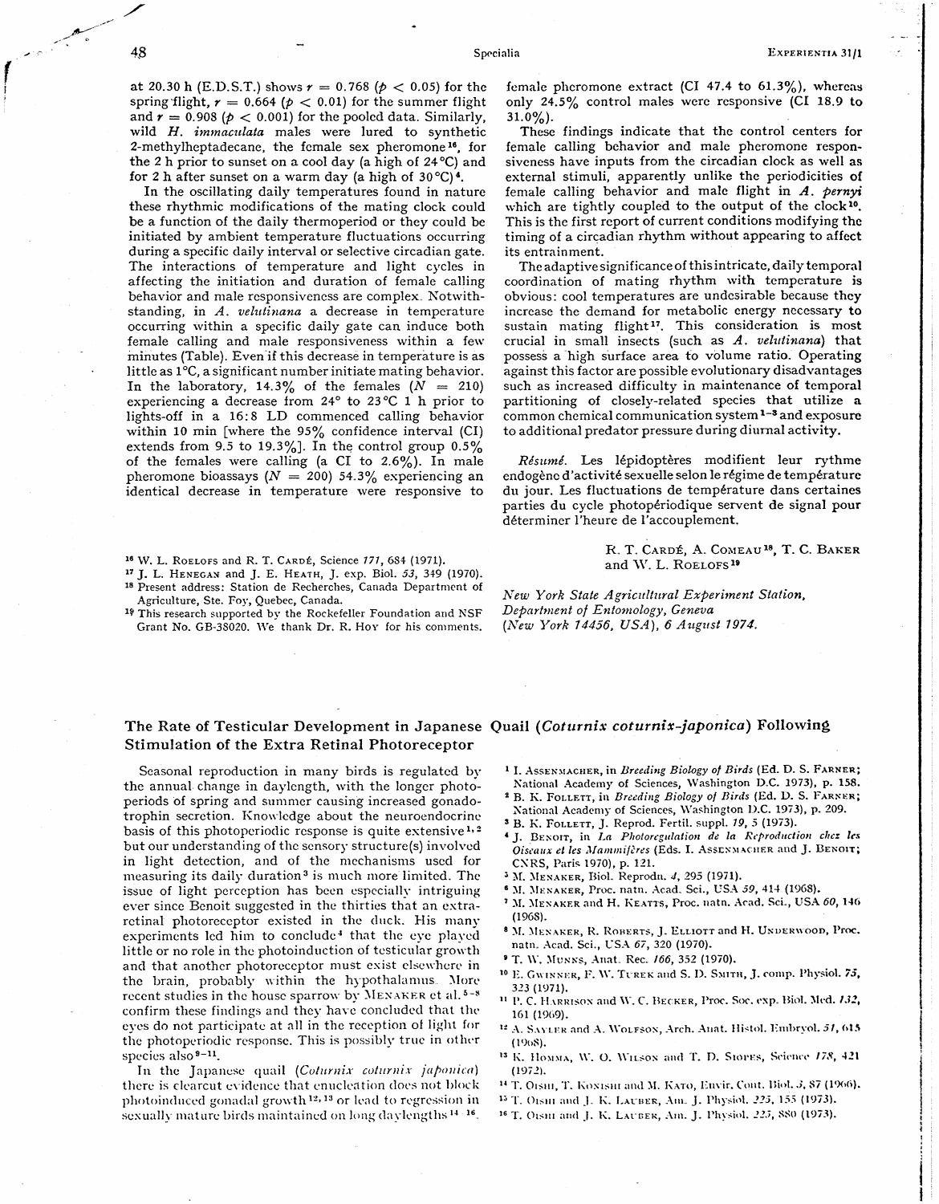at 20.30 h (E.D.S.T.) shows $r = 0.768$ ($p < 0.05$) for the spring flight, $r = 0.664$ ($p < 0.01$) for the summer flight and $r = 0.908$ ($p < 0.001$) for the pooled data. Similarly, wild *H. immaculata* males were lured to synthetic 2-methylheptadecane, the female sex pheromone[16], for the 2 h prior to sunset on a cool day (a high of 24 °C) and for 2 h after sunset on a warm day (a high of 30 °C)[4].

In the oscillating daily temperatures found in nature these rhythmic modifications of the mating clock could be a function of the daily thermoperiod or they could be initiated by ambient temperature fluctuations occurring during a specific daily interval or selective circadian gate. The interactions of temperature and light cycles in affecting the initiation and duration of female calling behavior and male responsiveness are complex. Notwithstanding, in *A. velutinana* a decrease in temperature occurring within a specific daily gate can induce both female calling and male responsiveness within a few minutes (Table). Even if this decrease in temperature is as little as 1 °C, a significant number initiate mating behavior. In the laboratory, 14.3% of the females ($N = 210$) experiencing a decrease from 24° to 23 °C 1 h prior to lights-off in a 16:8 LD commenced calling behavior within 10 min [where the 95% confidence interval (CI) extends from 9.5 to 19.3%]. In the control group 0.5% of the females were calling (a CI to 2.6%). In male pheromone bioassays ($N = 200$) 54.3% experiencing an identical decrease in temperature were responsive to female pheromone extract (CI 47.4 to 61.3%), whereas only 24.5% control males were responsive (CI 18.9 to 31.0%).

These findings indicate that the control centers for female calling behavior and male pheromone responsiveness have inputs from the circadian clock as well as external stimuli, apparently unlike the periodicities of female calling behavior and male flight in *A. pernyi* which are tightly coupled to the output of the clock[10]. This is the first report of current conditions modifying the timing of a circadian rhythm without appearing to affect its entrainment.

The adaptive significance of this intricate, daily temporal coordination of mating rhythm with temperature is obvious: cool temperatures are undesirable because they increase the demand for metabolic energy necessary to sustain mating flight[17]. This consideration is most crucial in small insects (such as *A. velutinana*) that possess a high surface area to volume ratio. Operating against this factor are possible evolutionary disadvantages such as increased difficulty in maintenance of temporal partitioning of closely-related species that utilize a common chemical communication system[1-3] and exposure to additional predator pressure during diurnal activity.

*Résumé*. Les lépidoptères modifient leur rythme endogène d'activité sexuelle selon le régime de température du jour. Les fluctuations de température dans certaines parties du cycle photopériodique servent de signal pour déterminer l'heure de l'accouplement.

R. T. Cardé, A. Comeau[18], T. C. Baker and W. L. Roelofs[19]

*New York State Agricultural Experiment Station, Department of Entomology, Geneva (New York 14456, USA), 6 August 1974.*

[16] W. L. Roelofs and R. T. Cardé, Science *171*, 684 (1971).
[17] J. L. Henegan and J. E. Heath, J. exp. Biol. *53*, 349 (1970).
[18] Present address: Station de Recherches, Canada Department of Agriculture, Ste. Foy, Quebec, Canada.
[19] This research supported by the Rockefeller Foundation and NSF Grant No. GB-38020. We thank Dr. R. Hoy for his comments.

## The Rate of Testicular Development in Japanese Quail (*Coturnix coturnix-japonica*) Following Stimulation of the Extra Retinal Photoreceptor

Seasonal reproduction in many birds is regulated by the annual change in daylength, with the longer photoperiods of spring and summer causing increased gonadotrophin secretion. Knowledge about the neuroendocrine basis of this photoperiodic response is quite extensive[1,2] but our understanding of the sensory structure(s) involved in light detection, and of the mechanisms used for measuring its daily duration[3] is much more limited. The issue of light perception has been especially intriguing ever since Benoit suggested in the thirties that an extraretinal photoreceptor existed in the duck. His many experiments led him to conclude[4] that the eye played little or no role in the photoinduction of testicular growth and that another photoreceptor must exist elsewhere in the brain, probably within the hypothalamus. More recent studies in the house sparrow by Menaker et al.[5-8] confirm these findings and they have concluded that the eyes do not participate at all in the reception of light for the photoperiodic response. This is possibly true in other species also[9-11].

In the Japanese quail (*Coturnix coturnix japonica*) there is clearcut evidence that enucleation does not block photoinduced gonadal growth[12,13] or lead to regression in sexually mature birds maintained on long daylengths[14-16].

[1] I. Assenmacher, in *Breeding Biology of Birds* (Ed. D. S. Farner; National Academy of Sciences, Washington D.C. 1973), p. 158.
[2] B. K. Follett, in *Breeding Biology of Birds* (Ed. D. S. Farner; National Academy of Sciences, Washington D.C. 1973), p. 209.
[3] B. K. Follett, J. Reprod. Fertil. suppl. *19*, 5 (1973).
[4] J. Benoit, in *La Photoregulation de la Reproduction chez les Oiseaux et les Mammifères* (Eds. I. Assenmacher and J. Benoit; CNRS, Paris 1970), p. 121.
[5] M. Menaker, Biol. Reprodn. *4*, 295 (1971).
[6] M. Menaker, Proc. natn. Acad. Sci., USA *59*, 414 (1968).
[7] M. Menaker and H. Keatts, Proc. natn. Acad. Sci., USA *60*, 146 (1968).
[8] M. Menaker, R. Roberts, J. Elliott and H. Underwood, Proc. natn. Acad. Sci., USA *67*, 320 (1970).
[9] T. W. Munns, Anat. Rec. *166*, 352 (1970).
[10] E. Gwinner, F. W. Turek and S. D. Smith, J. comp. Physiol. *75*, 323 (1971).
[11] P. C. Harrison and W. C. Becker, Proc. Soc. exp. Biol. Med. *132*, 161 (1969).
[12] A. Sayler and A. Wolfson, Arch. Anat. Histol. Embryol. *51*, 615 (1968).
[13] K. Homma, W. O. Wilson and T. D. Siopes, Science *178*, 421 (1972).
[14] T. Oishi, T. Konishi and M. Kato, Envir. Cont. Biol. *3*, 87 (1966).
[15] T. Oishi and J. K. Lauber, Am. J. Physiol. *225*, 155 (1973).
[16] T. Oishi and J. K. Lauber, Am. J. Physiol. *225*, 880 (1973).